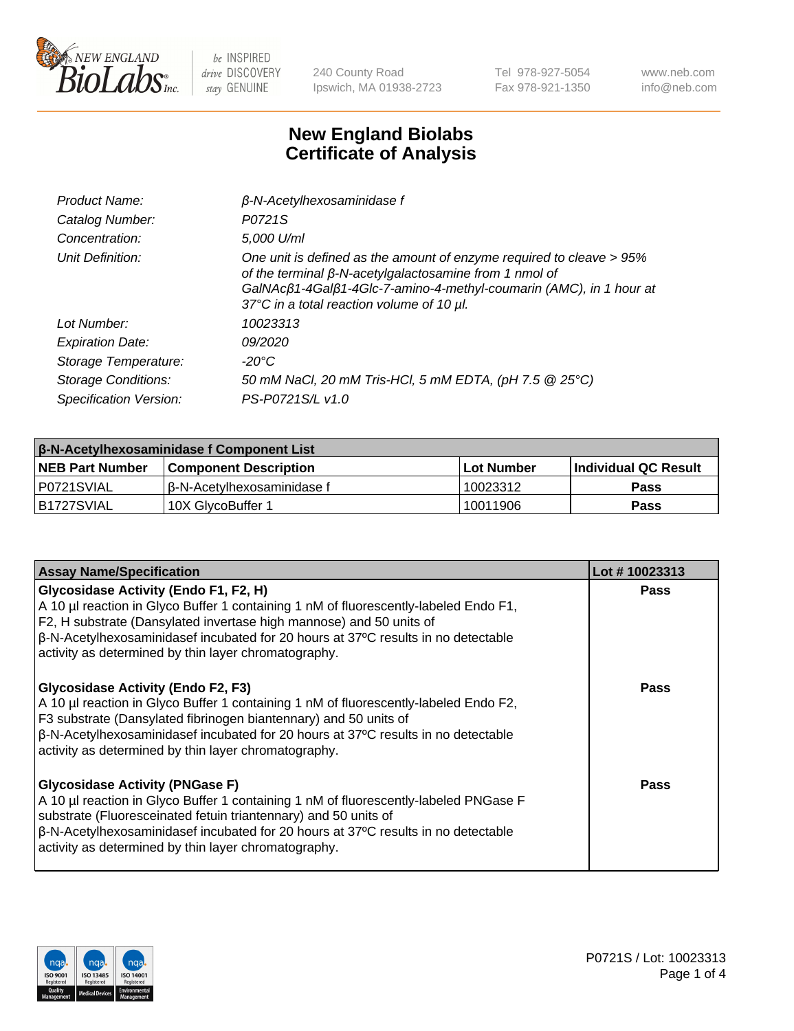240 County Road
Ipswich, MA 01938-2723

Tel 978-927-5054
Fax 978-921-1350

www.neb.com
info@neb.com

# New England Biolabs Certificate of Analysis

| | |
|---|---|
| *Product Name:* | *β-N-Acetylhexosaminidase f* |
| *Catalog Number:* | *P0721S* |
| *Concentration:* | *5,000 U/ml* |
| *Unit Definition:* | *One unit is defined as the amount of enzyme required to cleave > 95% of the terminal β-N-acetylgalactosamine from 1 nmol of GalNAcβ1-4Galβ1-4Glc-7-amino-4-methyl-coumarin (AMC), in 1 hour at 37°C in a total reaction volume of 10 µl.* |
| *Lot Number:* | *10023313* |
| *Expiration Date:* | *09/2020* |
| *Storage Temperature:* | *-20°C* |
| *Storage Conditions:* | *50 mM NaCl, 20 mM Tris-HCl, 5 mM EDTA, (pH 7.5 @ 25°C)* |
| *Specification Version:* | *PS-P0721S/L v1.0* |

| **β-N-Acetylhexosaminidase f Component List** | | | |
|---|---|---|---|
| **NEB Part Number** | **Component Description** | **Lot Number** | **Individual QC Result** |
| P0721SVIAL | β-N-Acetylhexosaminidase f | 10023312 | **Pass** |
| B1727SVIAL | 10X GlycoBuffer 1 | 10011906 | **Pass** |

| **Assay Name/Specification** | **Lot # 10023313** |
|---|---|
| **Glycosidase Activity (Endo F1, F2, H)** A 10 µl reaction in Glyco Buffer 1 containing 1 nM of fluorescently-labeled Endo F1, F2, H substrate (Dansylated invertase high mannose) and 50 units of β-N-Acetylhexosaminidasef incubated for 20 hours at 37ºC results in no detectable activity as determined by thin layer chromatography. | **Pass** |
| **Glycosidase Activity (Endo F2, F3)** A 10 µl reaction in Glyco Buffer 1 containing 1 nM of fluorescently-labeled Endo F2, F3 substrate (Dansylated fibrinogen biantennary) and 50 units of β-N-Acetylhexosaminidasef incubated for 20 hours at 37ºC results in no detectable activity as determined by thin layer chromatography. | **Pass** |
| **Glycosidase Activity (PNGase F)** A 10 µl reaction in Glyco Buffer 1 containing 1 nM of fluorescently-labeled PNGase F substrate (Fluoresceinated fetuin triantennary) and 50 units of β-N-Acetylhexosaminidasef incubated for 20 hours at 37ºC results in no detectable activity as determined by thin layer chromatography. | **Pass** |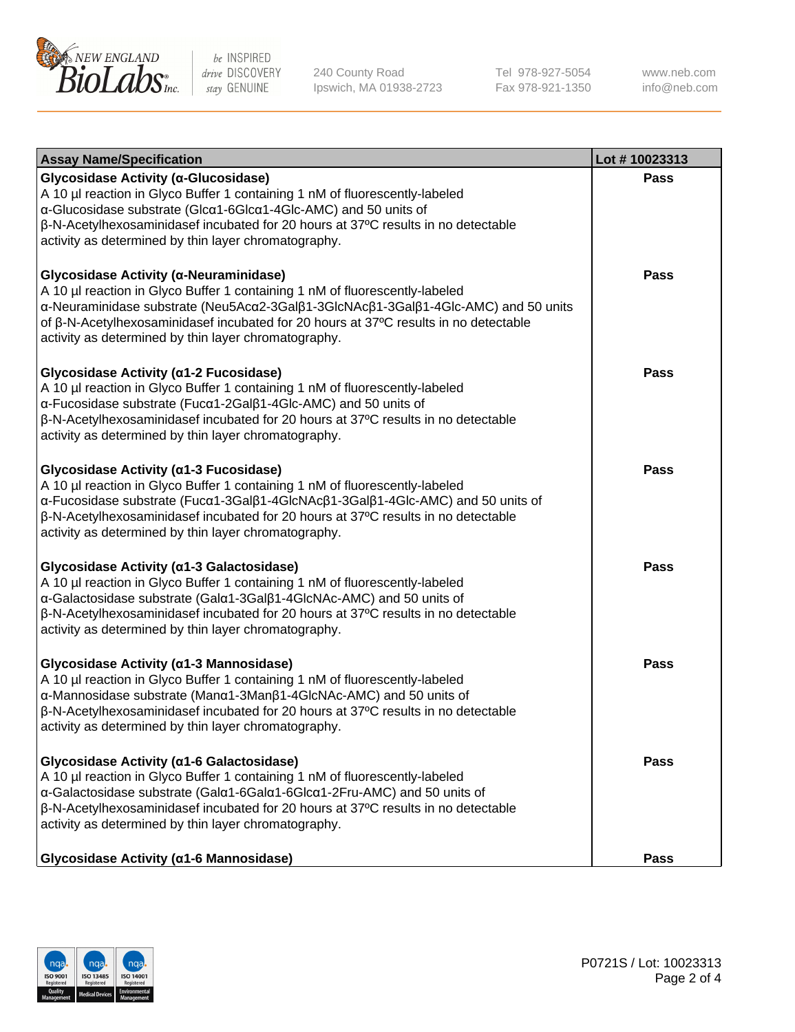| Assay Name/Specification | Lot # 10023313 |
|---|---|
| **Glycosidase Activity (α-Glucosidase)**<br>A 10 µl reaction in Glyco Buffer 1 containing 1 nM of fluorescently-labeled α-Glucosidase substrate (Glcα1-6Glcα1-4Glc-AMC) and 50 units of β-N-Acetylhexosaminidasef incubated for 20 hours at 37ºC results in no detectable activity as determined by thin layer chromatography. | **Pass** |
| **Glycosidase Activity (α-Neuraminidase)**<br>A 10 µl reaction in Glyco Buffer 1 containing 1 nM of fluorescently-labeled α-Neuraminidase substrate (Neu5Acα2-3Galβ1-3GlcNAcβ1-3Galβ1-4Glc-AMC) and 50 units of β-N-Acetylhexosaminidasef incubated for 20 hours at 37ºC results in no detectable activity as determined by thin layer chromatography. | **Pass** |
| **Glycosidase Activity (α1-2 Fucosidase)**<br>A 10 µl reaction in Glyco Buffer 1 containing 1 nM of fluorescently-labeled α-Fucosidase substrate (Fucα1-2Galβ1-4Glc-AMC) and 50 units of β-N-Acetylhexosaminidasef incubated for 20 hours at 37ºC results in no detectable activity as determined by thin layer chromatography. | **Pass** |
| **Glycosidase Activity (α1-3 Fucosidase)**<br>A 10 µl reaction in Glyco Buffer 1 containing 1 nM of fluorescently-labeled α-Fucosidase substrate (Fucα1-3Galβ1-4GlcNAcβ1-3Galβ1-4Glc-AMC) and 50 units of β-N-Acetylhexosaminidasef incubated for 20 hours at 37ºC results in no detectable activity as determined by thin layer chromatography. | **Pass** |
| **Glycosidase Activity (α1-3 Galactosidase)**<br>A 10 µl reaction in Glyco Buffer 1 containing 1 nM of fluorescently-labeled α-Galactosidase substrate (Galα1-3Galβ1-4GlcNAc-AMC) and 50 units of β-N-Acetylhexosaminidasef incubated for 20 hours at 37ºC results in no detectable activity as determined by thin layer chromatography. | **Pass** |
| **Glycosidase Activity (α1-3 Mannosidase)**<br>A 10 µl reaction in Glyco Buffer 1 containing 1 nM of fluorescently-labeled α-Mannosidase substrate (Manα1-3Manβ1-4GlcNAc-AMC) and 50 units of β-N-Acetylhexosaminidasef incubated for 20 hours at 37ºC results in no detectable activity as determined by thin layer chromatography. | **Pass** |
| **Glycosidase Activity (α1-6 Galactosidase)**<br>A 10 µl reaction in Glyco Buffer 1 containing 1 nM of fluorescently-labeled α-Galactosidase substrate (Galα1-6Galα1-6Glcα1-2Fru-AMC) and 50 units of β-N-Acetylhexosaminidasef incubated for 20 hours at 37ºC results in no detectable activity as determined by thin layer chromatography. | **Pass** |
| **Glycosidase Activity (α1-6 Mannosidase)** | **Pass** |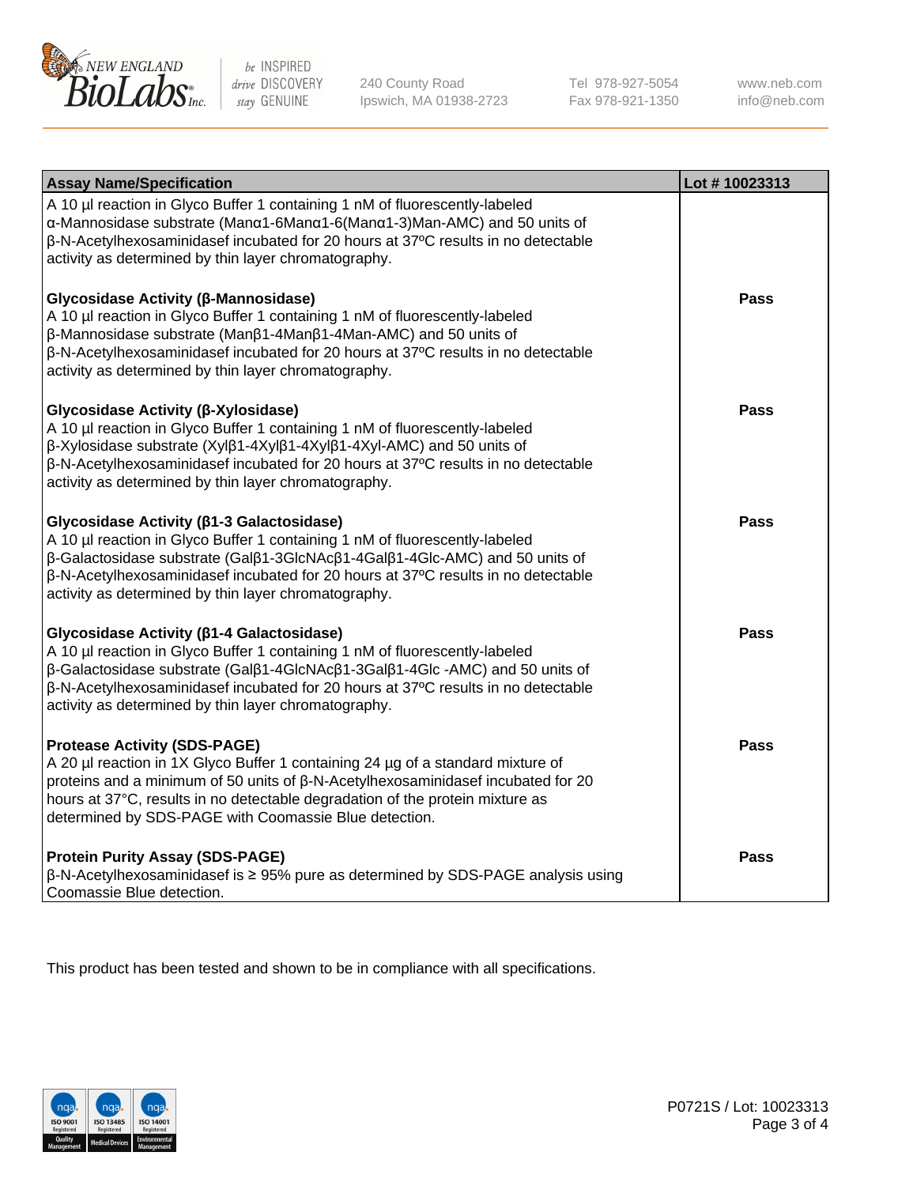| Assay Name/Specification | Lot # 10023313 |
|---|---|
| A 10 µl reaction in Glyco Buffer 1 containing 1 nM of fluorescently-labeled α-Mannosidase substrate (Manα1-6Manα1-6(Manα1-3)Man-AMC) and 50 units of β-N-Acetylhexosaminidasef incubated for 20 hours at 37ºC results in no detectable activity as determined by thin layer chromatography. | |
| **Glycosidase Activity (β-Mannosidase)**<br>A 10 µl reaction in Glyco Buffer 1 containing 1 nM of fluorescently-labeled β-Mannosidase substrate (Manβ1-4Manβ1-4Man-AMC) and 50 units of β-N-Acetylhexosaminidasef incubated for 20 hours at 37ºC results in no detectable activity as determined by thin layer chromatography. | Pass |
| **Glycosidase Activity (β-Xylosidase)**<br>A 10 µl reaction in Glyco Buffer 1 containing 1 nM of fluorescently-labeled β-Xylosidase substrate (Xylβ1-4Xylβ1-4Xylβ1-4Xyl-AMC) and 50 units of β-N-Acetylhexosaminidasef incubated for 20 hours at 37ºC results in no detectable activity as determined by thin layer chromatography. | Pass |
| **Glycosidase Activity (β1-3 Galactosidase)**<br>A 10 µl reaction in Glyco Buffer 1 containing 1 nM of fluorescently-labeled β-Galactosidase substrate (Galβ1-3GlcNAcβ1-4Galβ1-4Glc-AMC) and 50 units of β-N-Acetylhexosaminidasef incubated for 20 hours at 37ºC results in no detectable activity as determined by thin layer chromatography. | Pass |
| **Glycosidase Activity (β1-4 Galactosidase)**<br>A 10 µl reaction in Glyco Buffer 1 containing 1 nM of fluorescently-labeled β-Galactosidase substrate (Galβ1-4GlcNAcβ1-3Galβ1-4Glc -AMC) and 50 units of β-N-Acetylhexosaminidasef incubated for 20 hours at 37ºC results in no detectable activity as determined by thin layer chromatography. | Pass |
| **Protease Activity (SDS-PAGE)**<br>A 20 µl reaction in 1X Glyco Buffer 1 containing 24 µg of a standard mixture of proteins and a minimum of 50 units of β-N-Acetylhexosaminidasef incubated for 20 hours at 37°C, results in no detectable degradation of the protein mixture as determined by SDS-PAGE with Coomassie Blue detection. | Pass |
| **Protein Purity Assay (SDS-PAGE)**<br>β-N-Acetylhexosaminidasef is ≥ 95% pure as determined by SDS-PAGE analysis using Coomassie Blue detection. | Pass |

This product has been tested and shown to be in compliance with all specifications.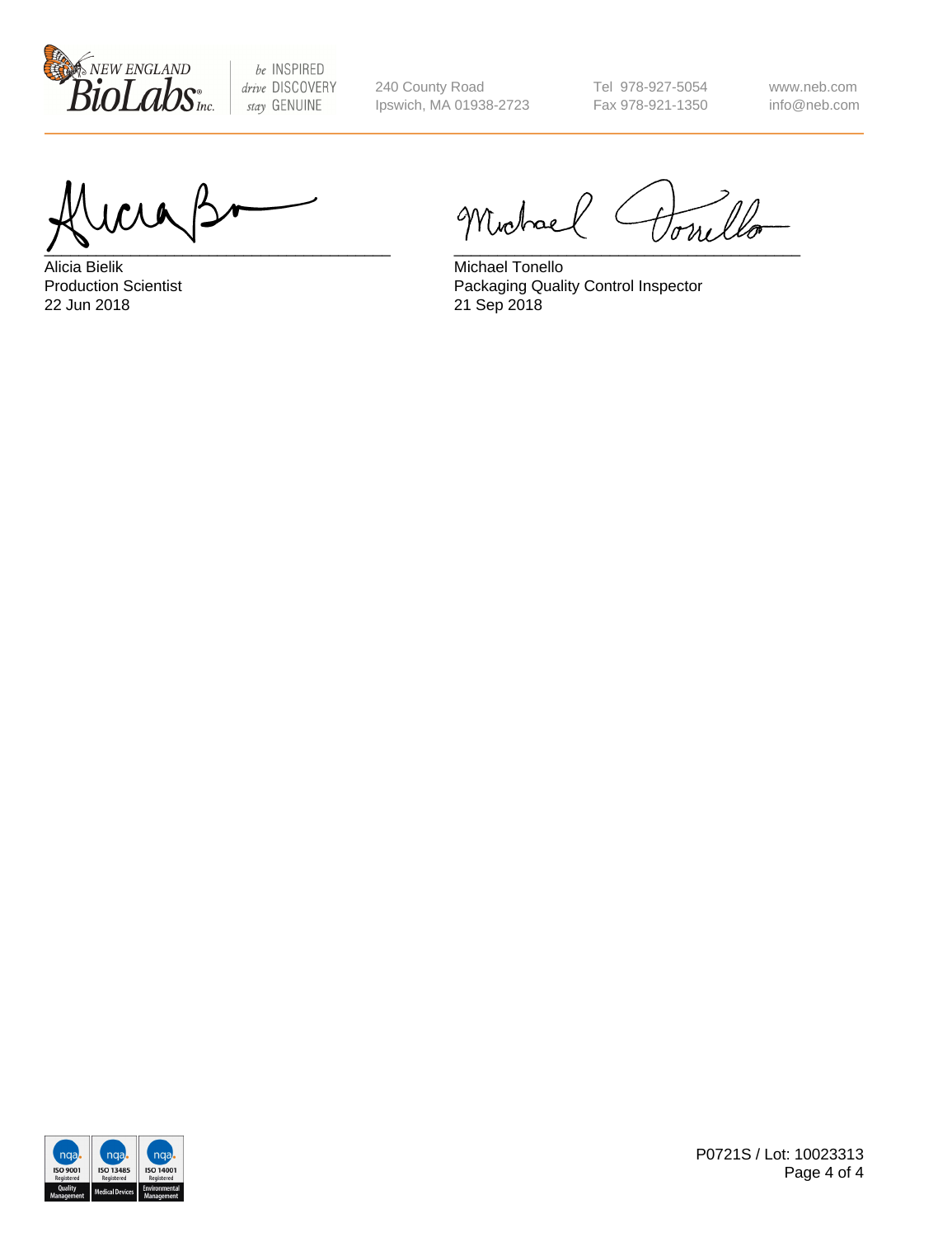Alicia Bielik
Production Scientist
22 Jun 2018

Michael Tonello
Packaging Quality Control Inspector
21 Sep 2018